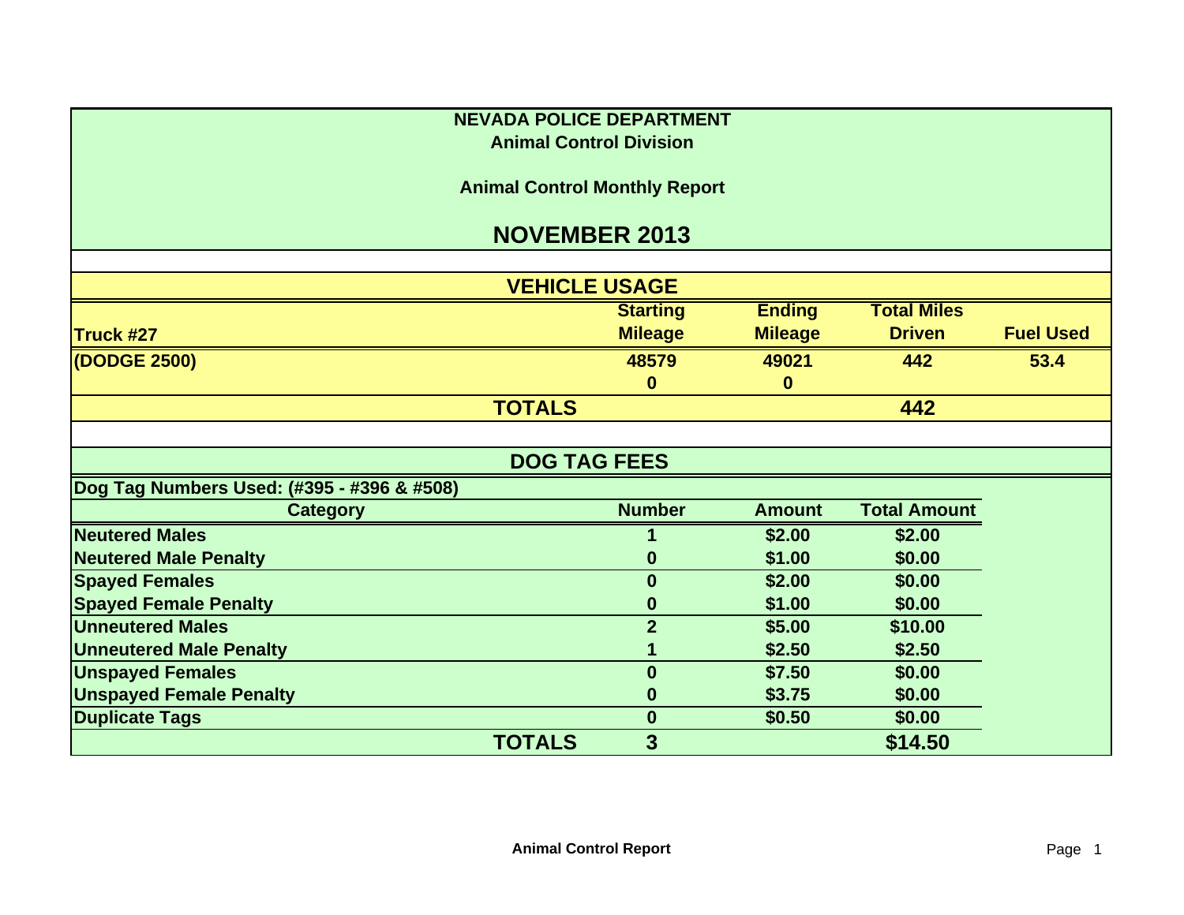# NEVADA POLICE DEPARTMENT

## Animal Control Division

### Animal Control Monthly Report

## NOVEMBER 2013

### VEHICLE USAGE

| Truck #27 | Starting Mileage | Ending Mileage | Total Miles Driven | Fuel Used |
|---|---|---|---|---|
| (DODGE 2500) | 48579 | 49021 | 442 | 53.4 |
| | 0 | 0 | | |
| **TOTALS** | | | **442** | |

### DOG TAG FEES

Dog Tag Numbers Used: (#395 - #396 & #508)

| Category | Number | Amount | Total Amount |
|---|---|---|---|
| Neutered Males | 1 | $2.00 | $2.00 |
| Neutered Male Penalty | 0 | $1.00 | $0.00 |
| Spayed Females | 0 | $2.00 | $0.00 |
| Spayed Female Penalty | 0 | $1.00 | $0.00 |
| Unneutered Males | 2 | $5.00 | $10.00 |
| Unneutered Male Penalty | 1 | $2.50 | $2.50 |
| Unspayed Females | 0 | $7.50 | $0.00 |
| Unspayed Female Penalty | 0 | $3.75 | $0.00 |
| Duplicate Tags | 0 | $0.50 | $0.00 |
| **TOTALS** | **3** | | **$14.50** |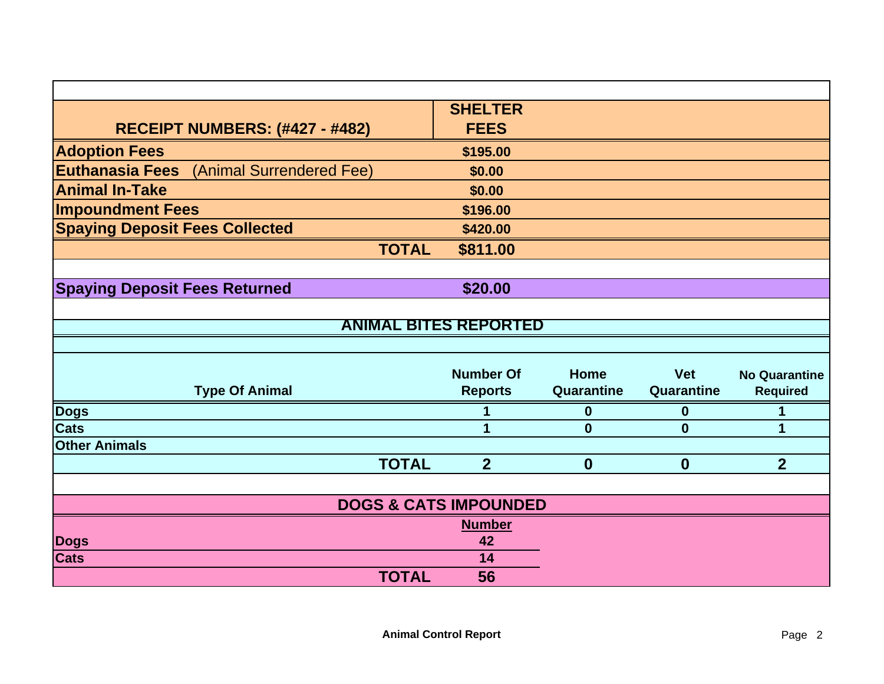| RECEIPT NUMBERS: (#427 - #482) | SHELTER FEES |
|---|---|
| **Adoption Fees** | $195.00 |
| **Euthanasia Fees** (Animal Surrendered Fee) | $0.00 |
| **Animal In-Take** | $0.00 |
| **Impoundment Fees** | $196.00 |
| **Spaying Deposit Fees Collected** | $420.00 |
| **TOTAL** | **$811.00** |

| | |
|---|---|
| **Spaying Deposit Fees Returned** | **$20.00** |

## ANIMAL BITES REPORTED

| Type Of Animal | Number Of Reports | Home Quarantine | Vet Quarantine | No Quarantine Required |
|---|---|---|---|---|
| **Dogs** | 1 | 0 | 0 | 1 |
| **Cats** | 1 | 0 | 0 | 1 |
| **Other Animals** | | | | |
| **TOTAL** | **2** | **0** | **0** | **2** |

## DOGS & CATS IMPOUNDED

| | Number |
|---|---|
| **Dogs** | 42 |
| **Cats** | 14 |
| **TOTAL** | **56** |

**Animal Control Report**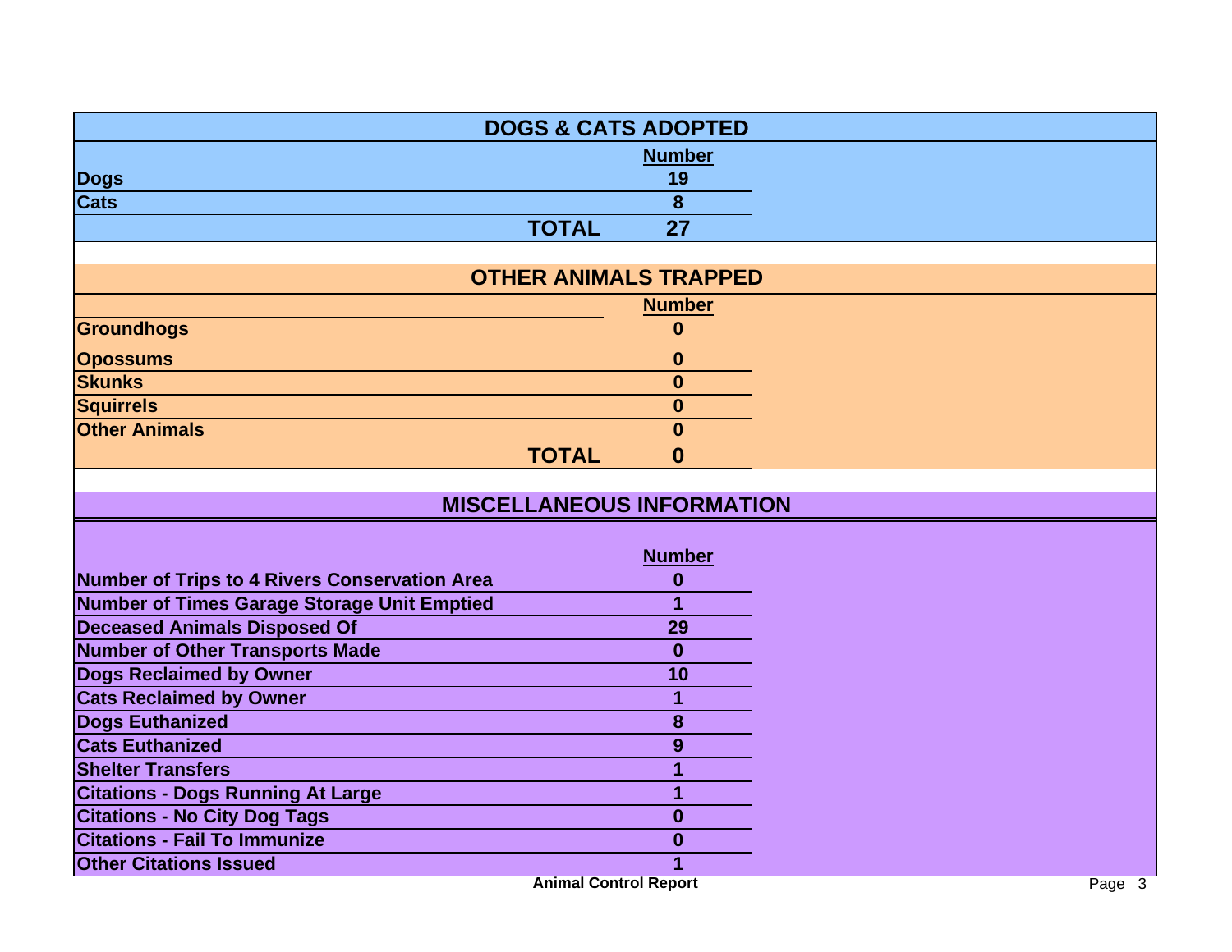## DOGS & CATS ADOPTED

| | Number |
|---|---|
| Dogs | 19 |
| Cats | 8 |
| **TOTAL** | **27** |

## OTHER ANIMALS TRAPPED

| | Number |
|---|---|
| Groundhogs | 0 |
| Opossums | 0 |
| Skunks | 0 |
| Squirrels | 0 |
| Other Animals | 0 |
| **TOTAL** | **0** |

## MISCELLANEOUS INFORMATION

| | Number |
|---|---|
| Number of Trips to 4 Rivers Conservation Area | 0 |
| Number of Times Garage Storage Unit Emptied | 1 |
| Deceased Animals Disposed Of | 29 |
| Number of Other Transports Made | 0 |
| Dogs Reclaimed by Owner | 10 |
| Cats Reclaimed by Owner | 1 |
| Dogs Euthanized | 8 |
| Cats Euthanized | 9 |
| Shelter Transfers | 1 |
| Citations - Dogs Running At Large | 1 |
| Citations - No City Dog Tags | 0 |
| Citations - Fail To Immunize | 0 |
| Other Citations Issued | 1 |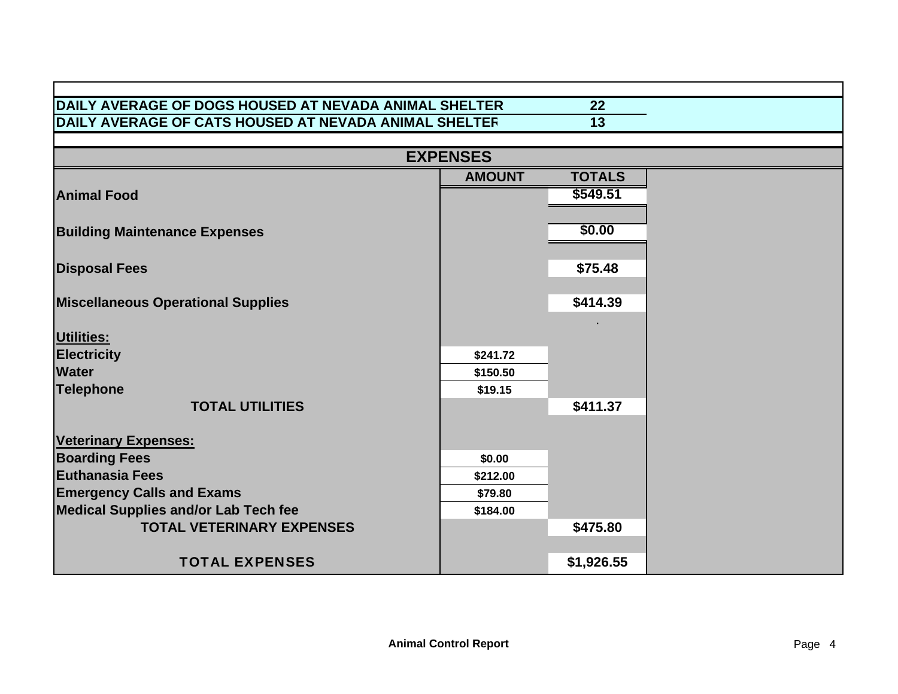| | |
|---|---|
| **DAILY AVERAGE OF DOGS HOUSED AT NEVADA ANIMAL SHELTER** | **22** |
| **DAILY AVERAGE OF CATS HOUSED AT NEVADA ANIMAL SHELTER** | **13** |

## EXPENSES

| | AMOUNT | TOTALS |
|---|---|---|
| **Animal Food** | | **$549.51** |
| **Building Maintenance Expenses** | | **$0.00** |
| **Disposal Fees** | | **$75.48** |
| **Miscellaneous Operational Supplies** | | **$414.39** |
| **Utilities:** | | |
| **Electricity** | $241.72 | |
| **Water** | $150.50 | |
| **Telephone** | $19.15 | |
| **TOTAL UTILITIES** | | **$411.37** |
| **Veterinary Expenses:** | | |
| **Boarding Fees** | $0.00 | |
| **Euthanasia Fees** | $212.00 | |
| **Emergency Calls and Exams** | $79.80 | |
| **Medical Supplies and/or Lab Tech fee** | $184.00 | |
| **TOTAL VETERINARY EXPENSES** | | **$475.80** |
| **TOTAL EXPENSES** | | **$1,926.55** |

**Animal Control Report**